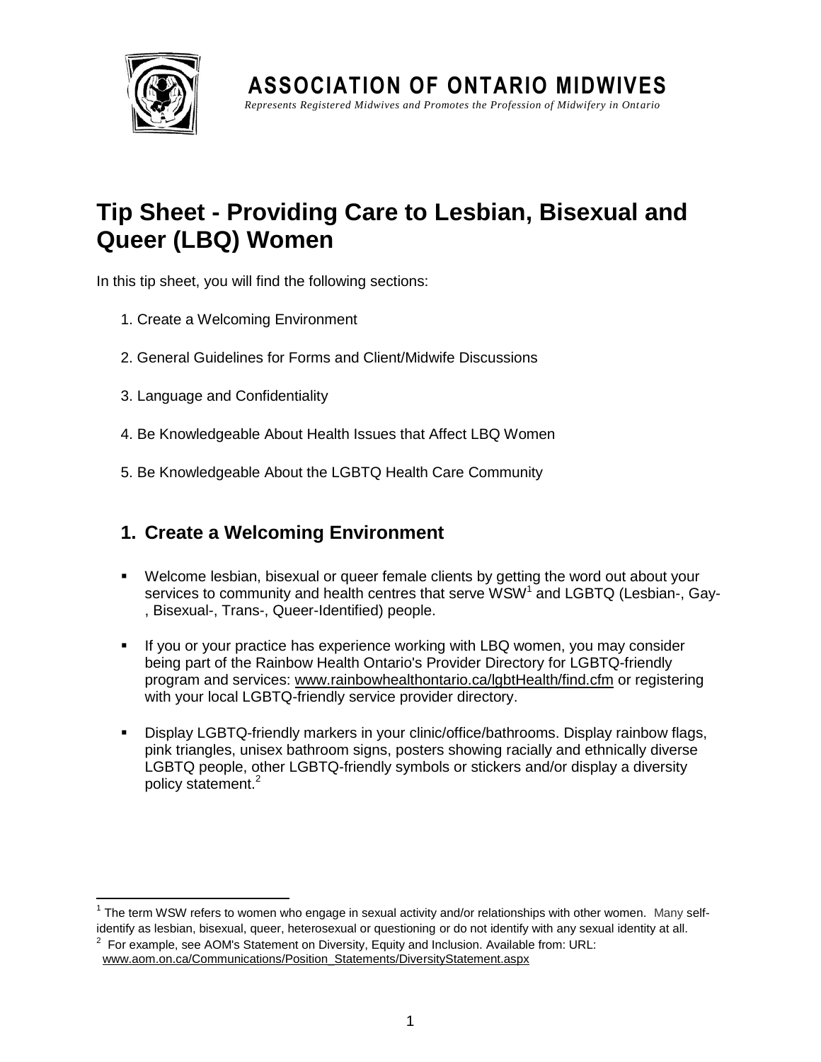**ASSOCIATION OF ONTARIO MIDWIVES**

*Represents Registered Midwives and Promotes the Profession of Midwifery in Ontario*

# Tip Sheet - Providing Care to Lesbian, Bisexual and Queer (LBQ) Women

In this tip sheet, you will find the following sections:

1. Create a Welcoming Environment
2. General Guidelines for Forms and Client/Midwife Discussions
3. Language and Confidentiality
4. Be Knowledgeable About Health Issues that Affect LBQ Women
5. Be Knowledgeable About the LGBTQ Health Care Community

## 1. Create a Welcoming Environment

- Welcome lesbian, bisexual or queer female clients by getting the word out about your services to community and health centres that serve WSW[1] and LGBTQ (Lesbian-, Gay-, Bisexual-, Trans-, Queer-Identified) people.
- If you or your practice has experience working with LBQ women, you may consider being part of the Rainbow Health Ontario's Provider Directory for LGBTQ-friendly program and services: www.rainbowhealthontario.ca/lgbtHealth/find.cfm or registering with your local LGBTQ-friendly service provider directory.
- Display LGBTQ-friendly markers in your clinic/office/bathrooms. Display rainbow flags, pink triangles, unisex bathroom signs, posters showing racially and ethnically diverse LGBTQ people, other LGBTQ-friendly symbols or stickers and/or display a diversity policy statement.[2]

---

[1] The term WSW refers to women who engage in sexual activity and/or relationships with other women. Many self-identify as lesbian, bisexual, queer, heterosexual or questioning or do not identify with any sexual identity at all.

[2] For example, see AOM's Statement on Diversity, Equity and Inclusion. Available from: URL: www.aom.on.ca/Communications/Position_Statements/DiversityStatement.aspx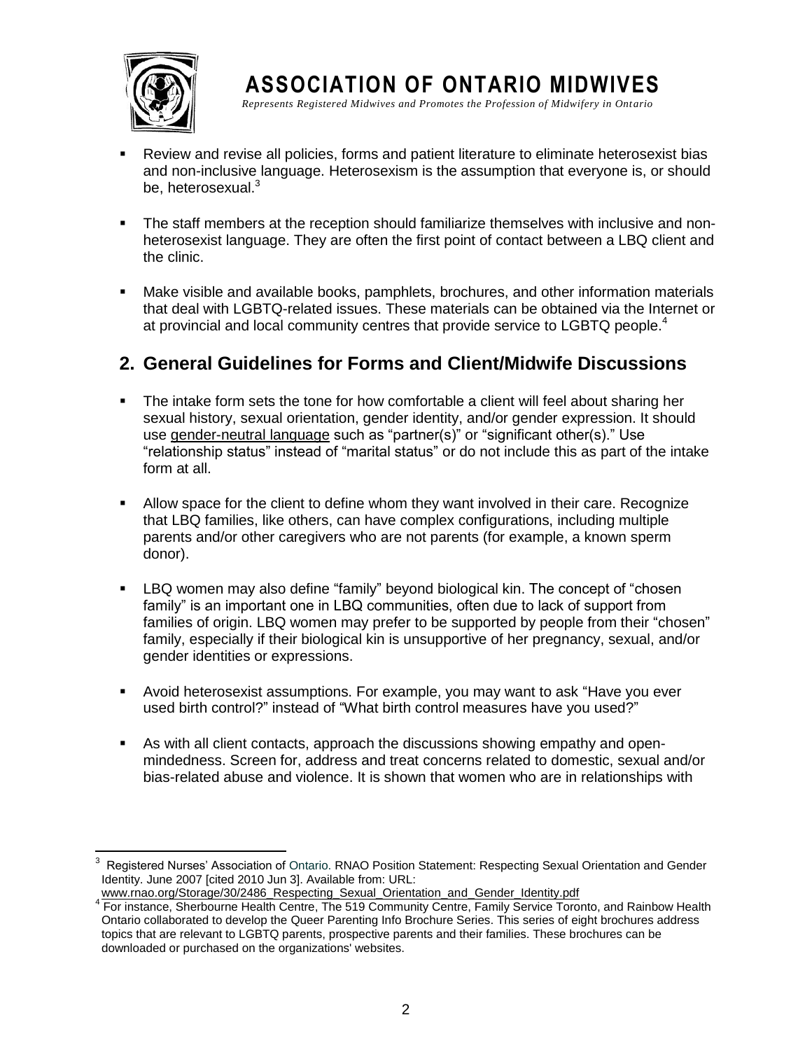- Review and revise all policies, forms and patient literature to eliminate heterosexist bias and non-inclusive language. Heterosexism is the assumption that everyone is, or should be, heterosexual.[3]

- The staff members at the reception should familiarize themselves with inclusive and non-heterosexist language. They are often the first point of contact between a LBQ client and the clinic.

- Make visible and available books, pamphlets, brochures, and other information materials that deal with LGBTQ-related issues. These materials can be obtained via the Internet or at provincial and local community centres that provide service to LGBTQ people.[4]

## 2. General Guidelines for Forms and Client/Midwife Discussions

- The intake form sets the tone for how comfortable a client will feel about sharing her sexual history, sexual orientation, gender identity, and/or gender expression. It should use gender-neutral language such as "partner(s)" or "significant other(s)." Use "relationship status" instead of "marital status" or do not include this as part of the intake form at all.

- Allow space for the client to define whom they want involved in their care. Recognize that LBQ families, like others, can have complex configurations, including multiple parents and/or other caregivers who are not parents (for example, a known sperm donor).

- LBQ women may also define "family" beyond biological kin. The concept of "chosen family" is an important one in LBQ communities, often due to lack of support from families of origin. LBQ women may prefer to be supported by people from their "chosen" family, especially if their biological kin is unsupportive of her pregnancy, sexual, and/or gender identities or expressions.

- Avoid heterosexist assumptions. For example, you may want to ask "Have you ever used birth control?" instead of "What birth control measures have you used?"

- As with all client contacts, approach the discussions showing empathy and open-mindedness. Screen for, address and treat concerns related to domestic, sexual and/or bias-related abuse and violence. It is shown that women who are in relationships with

---

[3] Registered Nurses' Association of Ontario. RNAO Position Statement: Respecting Sexual Orientation and Gender Identity. June 2007 [cited 2010 Jun 3]. Available from: URL: www.rnao.org/Storage/30/2486_Respecting_Sexual_Orientation_and_Gender_Identity.pdf

[4] For instance, Sherbourne Health Centre, The 519 Community Centre, Family Service Toronto, and Rainbow Health Ontario collaborated to develop the Queer Parenting Info Brochure Series. This series of eight brochures address topics that are relevant to LGBTQ parents, prospective parents and their families. These brochures can be downloaded or purchased on the organizations' websites.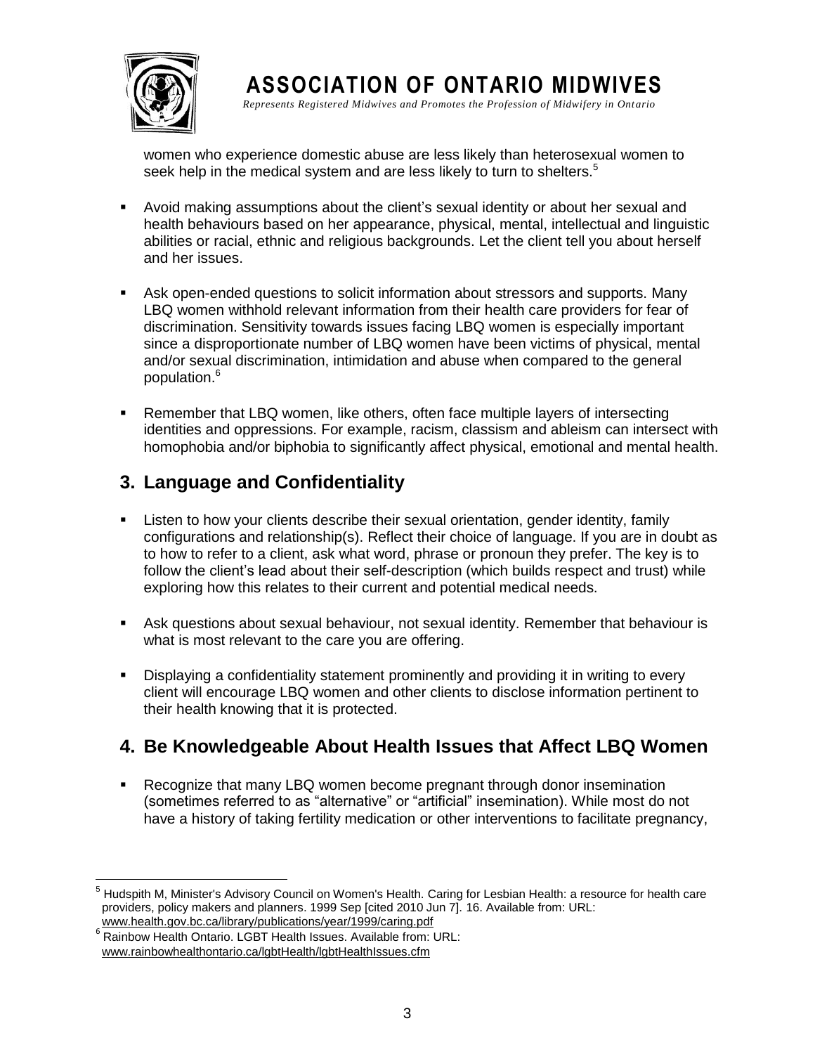women who experience domestic abuse are less likely than heterosexual women to seek help in the medical system and are less likely to turn to shelters.[5]

- Avoid making assumptions about the client's sexual identity or about her sexual and health behaviours based on her appearance, physical, mental, intellectual and linguistic abilities or racial, ethnic and religious backgrounds. Let the client tell you about herself and her issues.

- Ask open-ended questions to solicit information about stressors and supports. Many LBQ women withhold relevant information from their health care providers for fear of discrimination. Sensitivity towards issues facing LBQ women is especially important since a disproportionate number of LBQ women have been victims of physical, mental and/or sexual discrimination, intimidation and abuse when compared to the general population.[6]

- Remember that LBQ women, like others, often face multiple layers of intersecting identities and oppressions. For example, racism, classism and ableism can intersect with homophobia and/or biphobia to significantly affect physical, emotional and mental health.

## 3. Language and Confidentiality

- Listen to how your clients describe their sexual orientation, gender identity, family configurations and relationship(s). Reflect their choice of language. If you are in doubt as to how to refer to a client, ask what word, phrase or pronoun they prefer. The key is to follow the client's lead about their self-description (which builds respect and trust) while exploring how this relates to their current and potential medical needs.

- Ask questions about sexual behaviour, not sexual identity. Remember that behaviour is what is most relevant to the care you are offering.

- Displaying a confidentiality statement prominently and providing it in writing to every client will encourage LBQ women and other clients to disclose information pertinent to their health knowing that it is protected.

## 4. Be Knowledgeable About Health Issues that Affect LBQ Women

- Recognize that many LBQ women become pregnant through donor insemination (sometimes referred to as "alternative" or "artificial" insemination). While most do not have a history of taking fertility medication or other interventions to facilitate pregnancy,

---

[5] Hudspith M, Minister's Advisory Council on Women's Health. Caring for Lesbian Health: a resource for health care providers, policy makers and planners. 1999 Sep [cited 2010 Jun 7]. 16. Available from: URL: www.health.gov.bc.ca/library/publications/year/1999/caring.pdf

[6] Rainbow Health Ontario. LGBT Health Issues. Available from: URL: www.rainbowhealthontario.ca/lgbtHealth/lgbtHealthIssues.cfm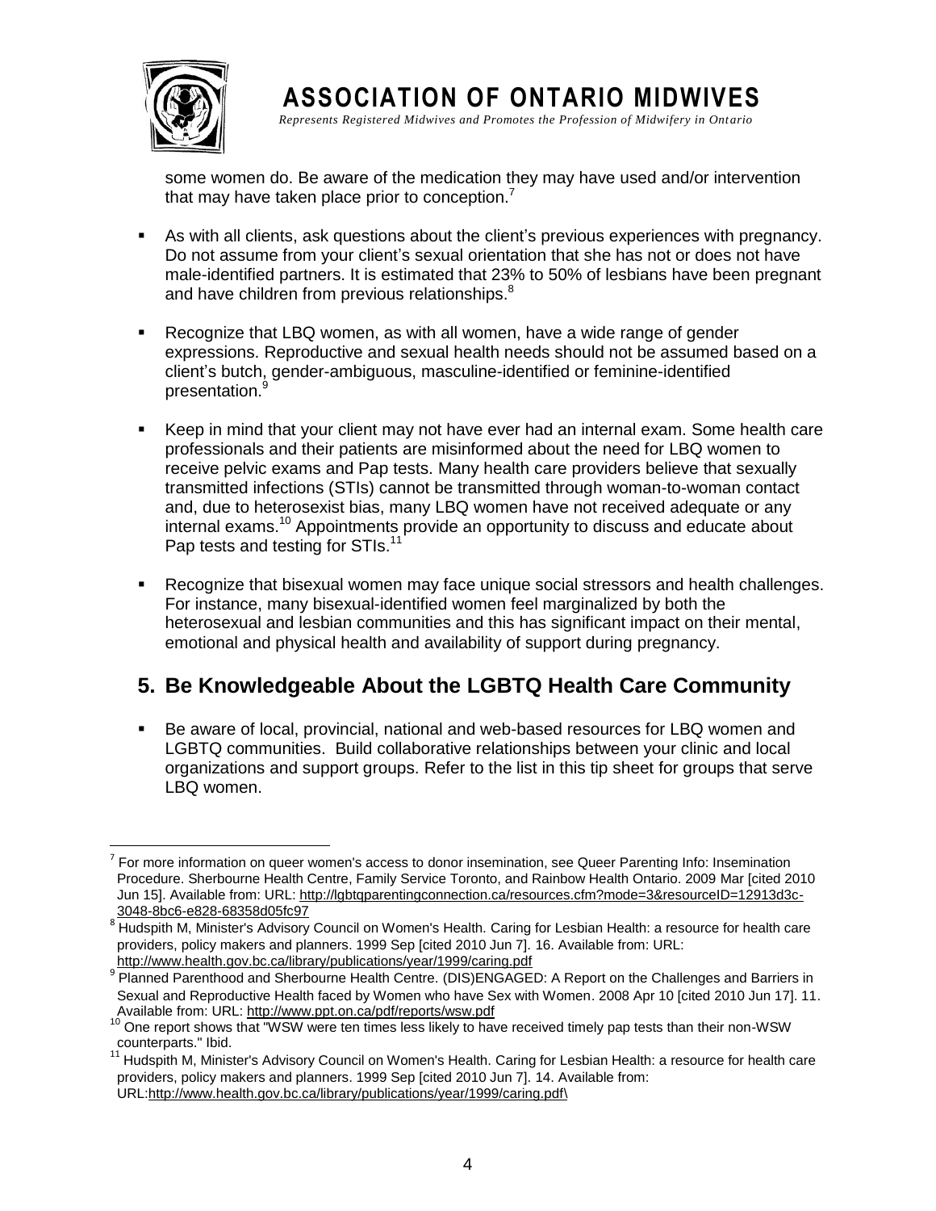some women do. Be aware of the medication they may have used and/or intervention that may have taken place prior to conception.[7]

- As with all clients, ask questions about the client's previous experiences with pregnancy. Do not assume from your client's sexual orientation that she has not or does not have male-identified partners. It is estimated that 23% to 50% of lesbians have been pregnant and have children from previous relationships.[8]
- Recognize that LBQ women, as with all women, have a wide range of gender expressions. Reproductive and sexual health needs should not be assumed based on a client's butch, gender-ambiguous, masculine-identified or feminine-identified presentation.[9]
- Keep in mind that your client may not have ever had an internal exam. Some health care professionals and their patients are misinformed about the need for LBQ women to receive pelvic exams and Pap tests. Many health care providers believe that sexually transmitted infections (STIs) cannot be transmitted through woman-to-woman contact and, due to heterosexist bias, many LBQ women have not received adequate or any internal exams.[10] Appointments provide an opportunity to discuss and educate about Pap tests and testing for STIs.[11]
- Recognize that bisexual women may face unique social stressors and health challenges. For instance, many bisexual-identified women feel marginalized by both the heterosexual and lesbian communities and this has significant impact on their mental, emotional and physical health and availability of support during pregnancy.

## 5. Be Knowledgeable About the LGBTQ Health Care Community

- Be aware of local, provincial, national and web-based resources for LBQ women and LGBTQ communities. Build collaborative relationships between your clinic and local organizations and support groups. Refer to the list in this tip sheet for groups that serve LBQ women.

---

[7] For more information on queer women's access to donor insemination, see Queer Parenting Info: Insemination Procedure. Sherbourne Health Centre, Family Service Toronto, and Rainbow Health Ontario. 2009 Mar [cited 2010 Jun 15]. Available from: URL: http://lgbtqparentingconnection.ca/resources.cfm?mode=3&resourceID=12913d3c-3048-8bc6-e828-68358d05fc97

[8] Hudspith M, Minister's Advisory Council on Women's Health. Caring for Lesbian Health: a resource for health care providers, policy makers and planners. 1999 Sep [cited 2010 Jun 7]. 16. Available from: URL: http://www.health.gov.bc.ca/library/publications/year/1999/caring.pdf

[9] Planned Parenthood and Sherbourne Health Centre. (DIS)ENGAGED: A Report on the Challenges and Barriers in Sexual and Reproductive Health faced by Women who have Sex with Women. 2008 Apr 10 [cited 2010 Jun 17]. 11. Available from: URL: http://www.ppt.on.ca/pdf/reports/wsw.pdf

[10] One report shows that "WSW were ten times less likely to have received timely pap tests than their non-WSW counterparts." Ibid.

[11] Hudspith M, Minister's Advisory Council on Women's Health. Caring for Lesbian Health: a resource for health care providers, policy makers and planners. 1999 Sep [cited 2010 Jun 7]. 14. Available from: URL:http://www.health.gov.bc.ca/library/publications/year/1999/caring.pdf\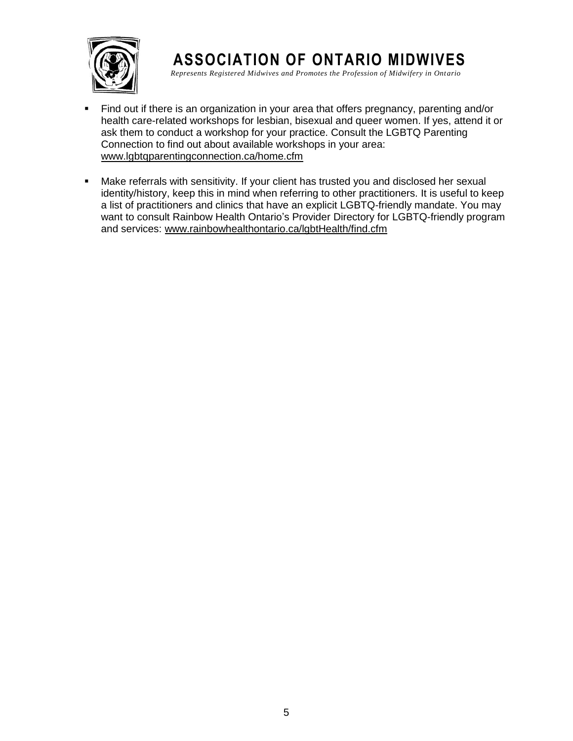- Find out if there is an organization in your area that offers pregnancy, parenting and/or health care-related workshops for lesbian, bisexual and queer women. If yes, attend it or ask them to conduct a workshop for your practice. Consult the LGBTQ Parenting Connection to find out about available workshops in your area: www.lgbtqparentingconnection.ca/home.cfm

- Make referrals with sensitivity. If your client has trusted you and disclosed her sexual identity/history, keep this in mind when referring to other practitioners. It is useful to keep a list of practitioners and clinics that have an explicit LGBTQ-friendly mandate. You may want to consult Rainbow Health Ontario's Provider Directory for LGBTQ-friendly program and services: www.rainbowhealthontario.ca/lgbtHealth/find.cfm